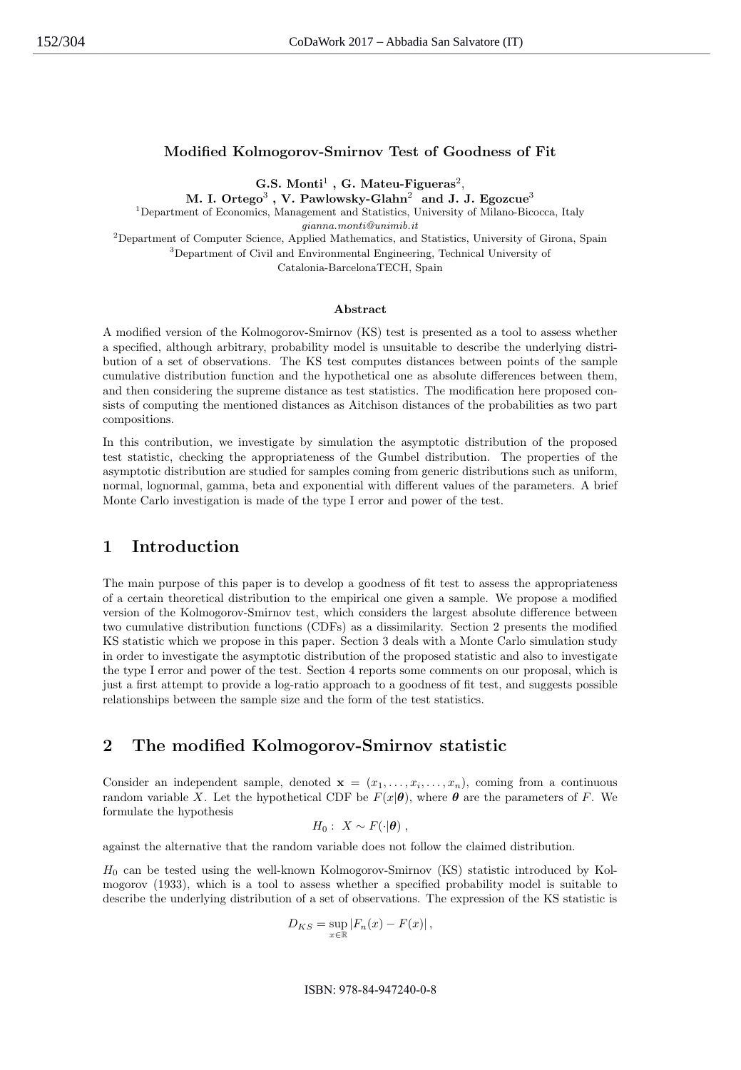# Modified Kolmogorov-Smirnov Test of Goodness of Fit

**G.S. Monti**[1] **, G. Mateu-Figueras**[2]**,**
**M. I. Ortego**[3] **, V. Pawlowsky-Glahn**[2] **and J. J. Egozcue**[3]

[1]Department of Economics, Management and Statistics, University of Milano-Bicocca, Italy
*gianna.monti@unimib.it*
[2]Department of Computer Science, Applied Mathematics, and Statistics, University of Girona, Spain
[3]Department of Civil and Environmental Engineering, Technical University of Catalonia-BarcelonaTECH, Spain

### Abstract

A modified version of the Kolmogorov-Smirnov (KS) test is presented as a tool to assess whether a specified, although arbitrary, probability model is unsuitable to describe the underlying distribution of a set of observations. The KS test computes distances between points of the sample cumulative distribution function and the hypothetical one as absolute differences between them, and then considering the supreme distance as test statistics. The modification here proposed consists of computing the mentioned distances as Aitchison distances of the probabilities as two part compositions.

In this contribution, we investigate by simulation the asymptotic distribution of the proposed test statistic, checking the appropriateness of the Gumbel distribution. The properties of the asymptotic distribution are studied for samples coming from generic distributions such as uniform, normal, lognormal, gamma, beta and exponential with different values of the parameters. A brief Monte Carlo investigation is made of the type I error and power of the test.

## 1 Introduction

The main purpose of this paper is to develop a goodness of fit test to assess the appropriateness of a certain theoretical distribution to the empirical one given a sample. We propose a modified version of the Kolmogorov-Smirnov test, which considers the largest absolute difference between two cumulative distribution functions (CDFs) as a dissimilarity. Section 2 presents the modified KS statistic which we propose in this paper. Section 3 deals with a Monte Carlo simulation study in order to investigate the asymptotic distribution of the proposed statistic and also to investigate the type I error and power of the test. Section 4 reports some comments on our proposal, which is just a first attempt to provide a log-ratio approach to a goodness of fit test, and suggests possible relationships between the sample size and the form of the test statistics.

## 2 The modified Kolmogorov-Smirnov statistic

Consider an independent sample, denoted $\mathbf{x} = (x_1, \ldots, x_i, \ldots, x_n)$, coming from a continuous random variable $X$. Let the hypothetical CDF be $F(x|\boldsymbol{\theta})$, where $\boldsymbol{\theta}$ are the parameters of $F$. We formulate the hypothesis

$$H_0: \; X \sim F(\cdot|\boldsymbol{\theta}) \; ,$$

against the alternative that the random variable does not follow the claimed distribution.

$H_0$ can be tested using the well-known Kolmogorov-Smirnov (KS) statistic introduced by Kolmogorov (1933), which is a tool to assess whether a specified probability model is suitable to describe the underlying distribution of a set of observations. The expression of the KS statistic is

$$D_{KS} = \sup_{x \in \mathbb{R}} |F_n(x) - F(x)| \, ,$$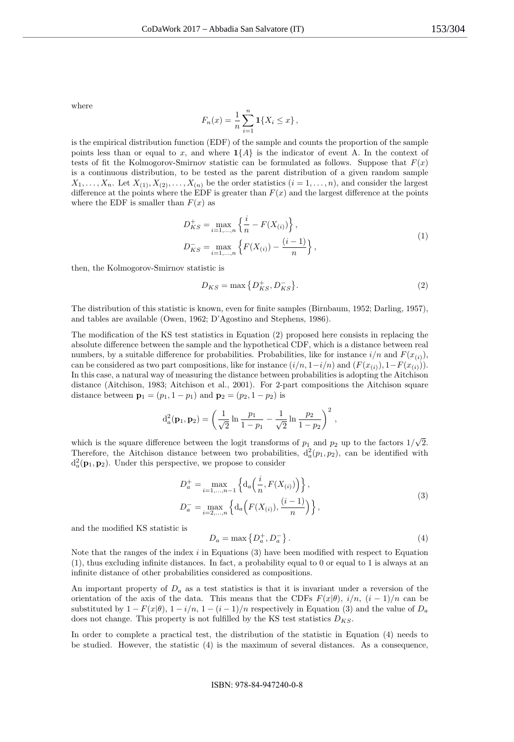where

$$F_n(x) = \frac{1}{n} \sum_{i=1}^{n} \mathbf{1}\{X_i \leq x\},$$

is the empirical distribution function (EDF) of the sample and counts the proportion of the sample points less than or equal to $x$, and where $\mathbf{1}\{A\}$ is the indicator of event A. In the context of tests of fit the Kolmogorov-Smirnov statistic can be formulated as follows. Suppose that $F(x)$ is a continuous distribution, to be tested as the parent distribution of a given random sample $X_1, \ldots, X_n$. Let $X_{(1)}, X_{(2)}, \ldots, X_{(n)}$ be the order statistics $(i = 1, \ldots, n)$, and consider the largest difference at the points where the EDF is greater than $F(x)$ and the largest difference at the points where the EDF is smaller than $F(x)$ as

$$\begin{aligned} D^+_{KS} &= \max_{i=1,\ldots,n} \left\{ \frac{i}{n} - F(X_{(i)}) \right\}, \\ D^-_{KS} &= \max_{i=1,\ldots,n} \left\{ F(X_{(i)}) - \frac{(i-1)}{n} \right\}, \end{aligned} \tag{1}$$

then, the Kolmogorov-Smirnov statistic is

$$D_{KS} = \max\left\{D^+_{KS}, D^-_{KS}\right\}. \tag{2}$$

The distribution of this statistic is known, even for finite samples (Birnbaum, 1952; Darling, 1957), and tables are available (Owen, 1962; D'Agostino and Stephens, 1986).

The modification of the KS test statistics in Equation (2) proposed here consists in replacing the absolute difference between the sample and the hypothetical CDF, which is a distance between real numbers, by a suitable difference for probabilities. Probabilities, like for instance $i/n$ and $F(x_{(i)})$, can be considered as two part compositions, like for instance $(i/n, 1-i/n)$ and $(F(x_{(i)}), 1-F(x_{(i)}))$. In this case, a natural way of measuring the distance between probabilities is adopting the Aitchison distance (Aitchison, 1983; Aitchison et al., 2001). For 2-part compositions the Aitchison square distance between $\mathbf{p}_1 = (p_1, 1-p_1)$ and $\mathbf{p}_2 = (p_2, 1-p_2)$ is

$$\mathrm{d}^2_a(\mathbf{p}_1, \mathbf{p}_2) = \left( \frac{1}{\sqrt{2}} \ln \frac{p_1}{1-p_1} - \frac{1}{\sqrt{2}} \ln \frac{p_2}{1-p_2} \right)^2,$$

which is the square difference between the logit transforms of $p_1$ and $p_2$ up to the factors $1/\sqrt{2}$. Therefore, the Aitchison distance between two probabilities, $\mathrm{d}^2_a(p_1, p_2)$, can be identified with $\mathrm{d}^2_a(\mathbf{p}_1, \mathbf{p}_2)$. Under this perspective, we propose to consider

$$\begin{aligned} D^+_a &= \max_{i=1,\ldots,n-1} \left\{ \mathrm{d}_a\Big(\frac{i}{n}, F(X_{(i)})\Big) \right\}, \\ D^-_a &= \max_{i=2,\ldots,n} \left\{ \mathrm{d}_a\Big(F(X_{(i)}), \frac{(i-1)}{n}\Big) \right\}, \end{aligned} \tag{3}$$

and the modified KS statistic is

$$D_a = \max\left\{D^+_a, D^-_a\right\}. \tag{4}$$

Note that the ranges of the index $i$ in Equations (3) have been modified with respect to Equation (1), thus excluding infinite distances. In fact, a probability equal to 0 or equal to 1 is always at an infinite distance of other probabilities considered as compositions.

An important property of $D_a$ as a test statistics is that it is invariant under a reversion of the orientation of the axis of the data. This means that the CDFs $F(x|\theta)$, $i/n$, $(i-1)/n$ can be substituted by $1 - F(x|\theta)$, $1 - i/n$, $1 - (i-1)/n$ respectively in Equation (3) and the value of $D_a$ does not change. This property is not fulfilled by the KS test statistics $D_{KS}$.

In order to complete a practical test, the distribution of the statistic in Equation (4) needs to be studied. However, the statistic (4) is the maximum of several distances. As a consequence,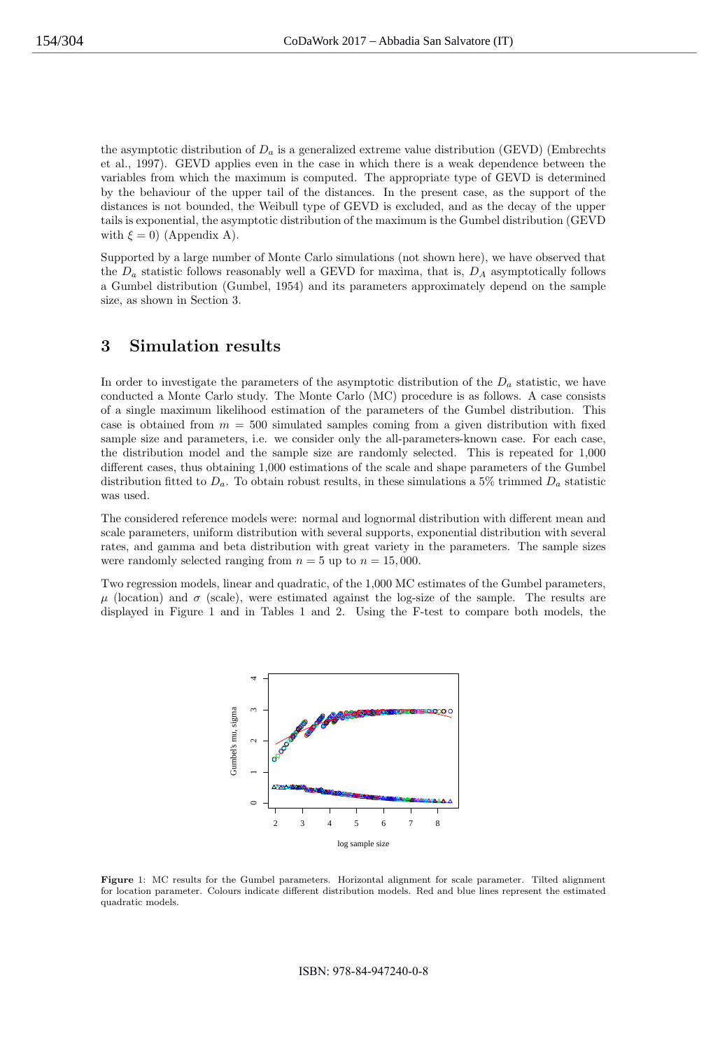the asymptotic distribution of $D_a$ is a generalized extreme value distribution (GEVD) (Embrechts et al., 1997). GEVD applies even in the case in which there is a weak dependence between the variables from which the maximum is computed. The appropriate type of GEVD is determined by the behaviour of the upper tail of the distances. In the present case, as the support of the distances is not bounded, the Weibull type of GEVD is excluded, and as the decay of the upper tails is exponential, the asymptotic distribution of the maximum is the Gumbel distribution (GEVD with $\xi = 0$) (Appendix A).

Supported by a large number of Monte Carlo simulations (not shown here), we have observed that the $D_a$ statistic follows reasonably well a GEVD for maxima, that is, $D_A$ asymptotically follows a Gumbel distribution (Gumbel, 1954) and its parameters approximately depend on the sample size, as shown in Section 3.

## 3 Simulation results

In order to investigate the parameters of the asymptotic distribution of the $D_a$ statistic, we have conducted a Monte Carlo study. The Monte Carlo (MC) procedure is as follows. A case consists of a single maximum likelihood estimation of the parameters of the Gumbel distribution. This case is obtained from $m = 500$ simulated samples coming from a given distribution with fixed sample size and parameters, i.e. we consider only the all-parameters-known case. For each case, the distribution model and the sample size are randomly selected. This is repeated for 1,000 different cases, thus obtaining 1,000 estimations of the scale and shape parameters of the Gumbel distribution fitted to $D_a$. To obtain robust results, in these simulations a 5% trimmed $D_a$ statistic was used.

The considered reference models were: normal and lognormal distribution with different mean and scale parameters, uniform distribution with several supports, exponential distribution with several rates, and gamma and beta distribution with great variety in the parameters. The sample sizes were randomly selected ranging from $n = 5$ up to $n = 15,000$.

Two regression models, linear and quadratic, of the 1,000 MC estimates of the Gumbel parameters, $\mu$ (location) and $\sigma$ (scale), were estimated against the log-size of the sample. The results are displayed in Figure 1 and in Tables 1 and 2. Using the F-test to compare both models, the

**Figure 1**: MC results for the Gumbel parameters. Horizontal alignment for scale parameter. Tilted alignment for location parameter. Colours indicate different distribution models. Red and blue lines represent the estimated quadratic models.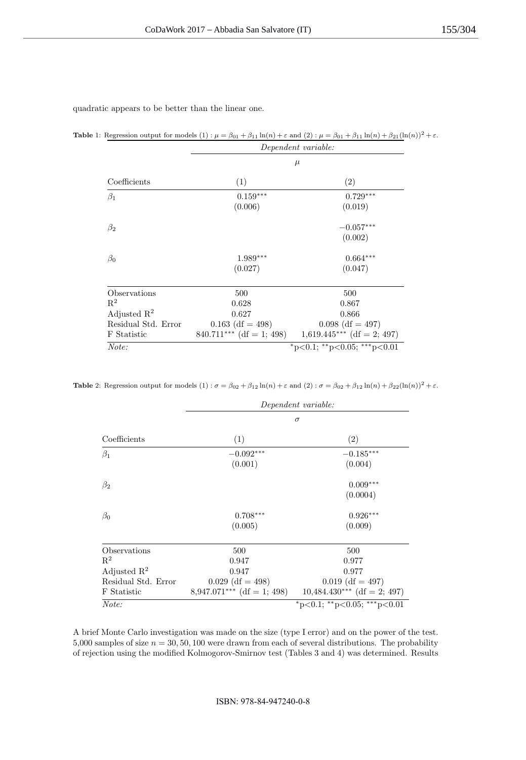quadratic appears to be better than the linear one.

**Table** 1: Regression output for models $(1) : \mu = \beta_{01} + \beta_{11}\ln(n) + \varepsilon$ and $(2) : \mu = \beta_{01} + \beta_{11}\ln(n) + \beta_{21}(\ln(n))^2 + \varepsilon$.

| | *Dependent variable:* | |
|---|---|---|
| | $\mu$ | |
| Coefficients | (1) | (2) |
| $\beta_1$ | $0.159^{***}$ | $0.729^{***}$ |
| | (0.006) | (0.019) |
| $\beta_2$ | | $-0.057^{***}$ |
| | | (0.002) |
| $\beta_0$ | $1.989^{***}$ | $0.664^{***}$ |
| | (0.027) | (0.047) |
| Observations | 500 | 500 |
| $R^2$ | 0.628 | 0.867 |
| Adjusted $R^2$ | 0.627 | 0.866 |
| Residual Std. Error | 0.163 (df = 498) | 0.098 (df = 497) |
| F Statistic | $840.711^{***}$ (df = 1; 498) | $1{,}619.445^{***}$ (df = 2; 497) |
| *Note:* | | $^{*}$p<0.1; $^{**}$p<0.05; $^{***}$p<0.01 |

**Table** 2: Regression output for models $(1) : \sigma = \beta_{02} + \beta_{12}\ln(n) + \varepsilon$ and $(2) : \sigma = \beta_{02} + \beta_{12}\ln(n) + \beta_{22}(\ln(n))^2 + \varepsilon$.

| | *Dependent variable:* | |
|---|---|---|
| | $\sigma$ | |
| Coefficients | (1) | (2) |
| $\beta_1$ | $-0.092^{***}$ | $-0.185^{***}$ |
| | (0.001) | (0.004) |
| $\beta_2$ | | $0.009^{***}$ |
| | | (0.0004) |
| $\beta_0$ | $0.708^{***}$ | $0.926^{***}$ |
| | (0.005) | (0.009) |
| Observations | 500 | 500 |
| $R^2$ | 0.947 | 0.977 |
| Adjusted $R^2$ | 0.947 | 0.977 |
| Residual Std. Error | 0.029 (df = 498) | 0.019 (df = 497) |
| F Statistic | $8{,}947.071^{***}$ (df = 1; 498) | $10{,}484.430^{***}$ (df = 2; 497) |
| *Note:* | | $^{*}$p<0.1; $^{**}$p<0.05; $^{***}$p<0.01 |

A brief Monte Carlo investigation was made on the size (type I error) and on the power of the test. 5,000 samples of size $n = 30, 50, 100$ were drawn from each of several distributions. The probability of rejection using the modified Kolmogorov-Smirnov test (Tables 3 and 4) was determined. Results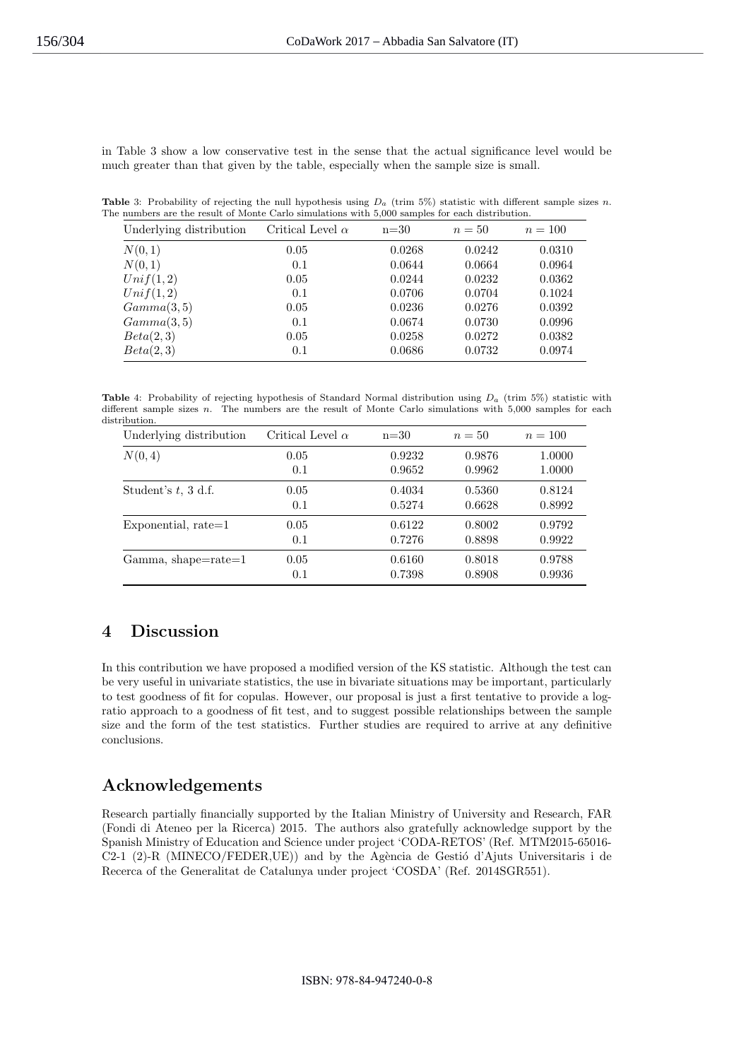in Table 3 show a low conservative test in the sense that the actual significance level would be much greater than that given by the table, especially when the sample size is small.

**Table** 3: Probability of rejecting the null hypothesis using $D_a$ (trim 5%) statistic with different sample sizes $n$. The numbers are the result of Monte Carlo simulations with 5,000 samples for each distribution.

| Underlying distribution | Critical Level $\alpha$ | n=30 | $n = 50$ | $n = 100$ |
|---|---|---|---|---|
| $N(0, 1)$ | 0.05 | 0.0268 | 0.0242 | 0.0310 |
| $N(0, 1)$ | 0.1 | 0.0644 | 0.0664 | 0.0964 |
| $Unif(1, 2)$ | 0.05 | 0.0244 | 0.0232 | 0.0362 |
| $Unif(1, 2)$ | 0.1 | 0.0706 | 0.0704 | 0.1024 |
| $Gamma(3, 5)$ | 0.05 | 0.0236 | 0.0276 | 0.0392 |
| $Gamma(3, 5)$ | 0.1 | 0.0674 | 0.0730 | 0.0996 |
| $Beta(2, 3)$ | 0.05 | 0.0258 | 0.0272 | 0.0382 |
| $Beta(2, 3)$ | 0.1 | 0.0686 | 0.0732 | 0.0974 |

**Table** 4: Probability of rejecting hypothesis of Standard Normal distribution using $D_a$ (trim 5%) statistic with different sample sizes $n$. The numbers are the result of Monte Carlo simulations with 5,000 samples for each distribution.

| Underlying distribution | Critical Level $\alpha$ | n=30 | $n = 50$ | $n = 100$ |
|---|---|---|---|---|
| $N(0, 4)$ | 0.05 | 0.9232 | 0.9876 | 1.0000 |
| | 0.1 | 0.9652 | 0.9962 | 1.0000 |
| Student's $t$, 3 d.f. | 0.05 | 0.4034 | 0.5360 | 0.8124 |
| | 0.1 | 0.5274 | 0.6628 | 0.8992 |
| Exponential, rate=1 | 0.05 | 0.6122 | 0.8002 | 0.9792 |
| | 0.1 | 0.7276 | 0.8898 | 0.9922 |
| Gamma, shape=rate=1 | 0.05 | 0.6160 | 0.8018 | 0.9788 |
| | 0.1 | 0.7398 | 0.8908 | 0.9936 |

## 4 Discussion

In this contribution we have proposed a modified version of the KS statistic. Although the test can be very useful in univariate statistics, the use in bivariate situations may be important, particularly to test goodness of fit for copulas. However, our proposal is just a first tentative to provide a log-ratio approach to a goodness of fit test, and to suggest possible relationships between the sample size and the form of the test statistics. Further studies are required to arrive at any definitive conclusions.

## Acknowledgements

Research partially financially supported by the Italian Ministry of University and Research, FAR (Fondi di Ateneo per la Ricerca) 2015. The authors also gratefully acknowledge support by the Spanish Ministry of Education and Science under project 'CODA-RETOS' (Ref. MTM2015-65016-C2-1 (2)-R (MINECO/FEDER,UE)) and by the Agència de Gestió d'Ajuts Universitaris i de Recerca of the Generalitat de Catalunya under project 'COSDA' (Ref. 2014SGR551).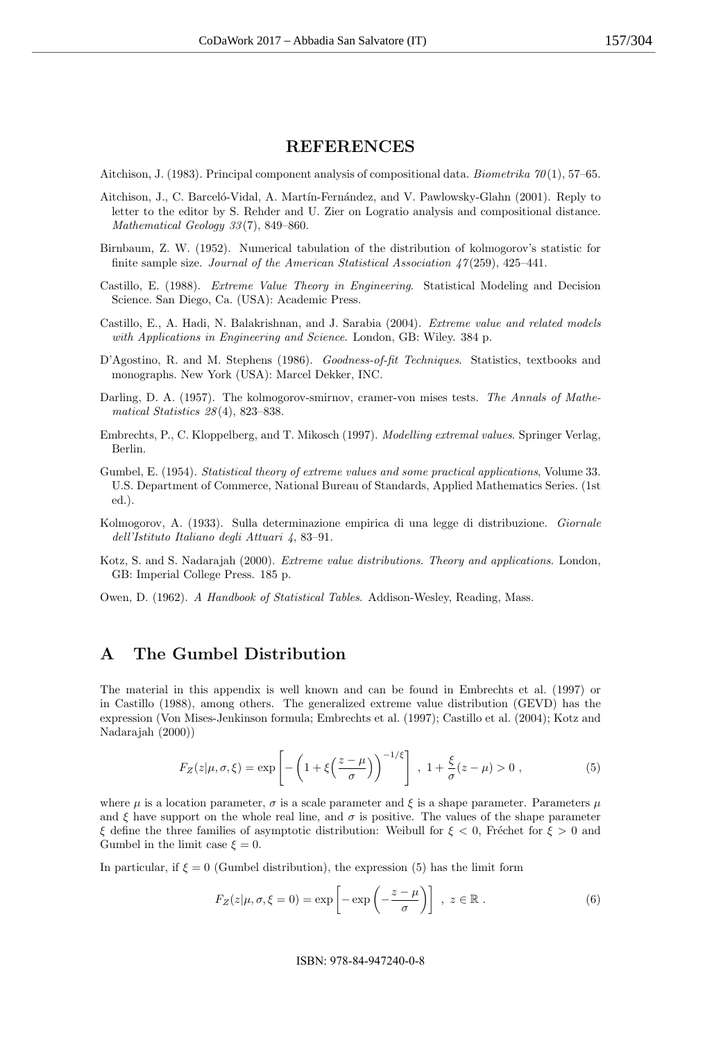# REFERENCES

Aitchison, J. (1983). Principal component analysis of compositional data. *Biometrika 70*(1), 57–65.

Aitchison, J., C. Barceló-Vidal, A. Martín-Fernández, and V. Pawlowsky-Glahn (2001). Reply to letter to the editor by S. Rehder and U. Zier on Logratio analysis and compositional distance. *Mathematical Geology 33*(7), 849–860.

Birnbaum, Z. W. (1952). Numerical tabulation of the distribution of kolmogorov's statistic for finite sample size. *Journal of the American Statistical Association 47*(259), 425–441.

Castillo, E. (1988). *Extreme Value Theory in Engineering*. Statistical Modeling and Decision Science. San Diego, Ca. (USA): Academic Press.

Castillo, E., A. Hadi, N. Balakrishnan, and J. Sarabia (2004). *Extreme value and related models with Applications in Engineering and Science*. London, GB: Wiley. 384 p.

D'Agostino, R. and M. Stephens (1986). *Goodness-of-fit Techniques*. Statistics, textbooks and monographs. New York (USA): Marcel Dekker, INC.

Darling, D. A. (1957). The kolmogorov-smirnov, cramer-von mises tests. *The Annals of Mathematical Statistics 28*(4), 823–838.

Embrechts, P., C. Kloppelberg, and T. Mikosch (1997). *Modelling extremal values*. Springer Verlag, Berlin.

Gumbel, E. (1954). *Statistical theory of extreme values and some practical applications*, Volume 33. U.S. Department of Commerce, National Bureau of Standards, Applied Mathematics Series. (1st ed.).

Kolmogorov, A. (1933). Sulla determinazione empirica di una legge di distribuzione. *Giornale dell'Istituto Italiano degli Attuari 4*, 83–91.

Kotz, S. and S. Nadarajah (2000). *Extreme value distributions. Theory and applications*. London, GB: Imperial College Press. 185 p.

Owen, D. (1962). *A Handbook of Statistical Tables*. Addison-Wesley, Reading, Mass.

# A The Gumbel Distribution

The material in this appendix is well known and can be found in Embrechts et al. (1997) or in Castillo (1988), among others. The generalized extreme value distribution (GEVD) has the expression (Von Mises-Jenkinson formula; Embrechts et al. (1997); Castillo et al. (2004); Kotz and Nadarajah (2000))

$$F_Z(z|\mu,\sigma,\xi) = \exp\left[-\left(1+\xi\left(\frac{z-\mu}{\sigma}\right)\right)^{-1/\xi}\right] \ , \ 1+\frac{\xi}{\sigma}(z-\mu) > 0 \ , \tag{5}$$

where $\mu$ is a location parameter, $\sigma$ is a scale parameter and $\xi$ is a shape parameter. Parameters $\mu$ and $\xi$ have support on the whole real line, and $\sigma$ is positive. The values of the shape parameter $\xi$ define the three families of asymptotic distribution: Weibull for $\xi < 0$, Fréchet for $\xi > 0$ and Gumbel in the limit case $\xi = 0$.

In particular, if $\xi = 0$ (Gumbel distribution), the expression (5) has the limit form

$$F_Z(z|\mu,\sigma,\xi=0) = \exp\left[-\exp\left(-\frac{z-\mu}{\sigma}\right)\right] \ , \ z \in \mathbb{R} \ . \tag{6}$$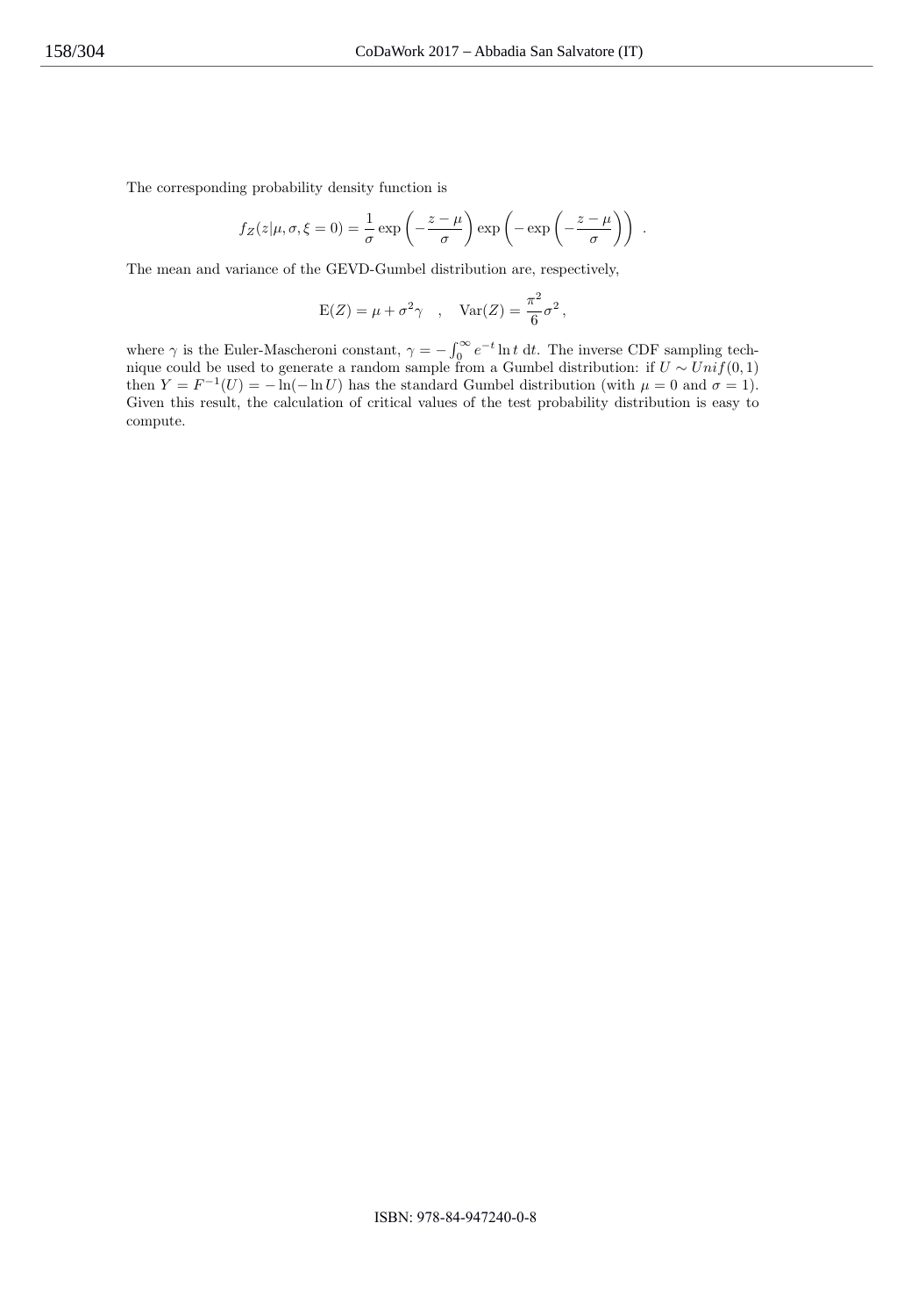The corresponding probability density function is

$$f_Z(z|\mu, \sigma, \xi = 0) = \frac{1}{\sigma} \exp\left(-\frac{z-\mu}{\sigma}\right) \exp\left(-\exp\left(-\frac{z-\mu}{\sigma}\right)\right) \ .$$

The mean and variance of the GEVD-Gumbel distribution are, respectively,

$$\mathrm{E}(Z) = \mu + \sigma^2\gamma \quad , \quad \mathrm{Var}(Z) = \frac{\pi^2}{6}\sigma^2 \, ,$$

where $\gamma$ is the Euler-Mascheroni constant, $\gamma = -\int_0^\infty e^{-t} \ln t \, \mathrm{d}t$. The inverse CDF sampling technique could be used to generate a random sample from a Gumbel distribution: if $U \sim Unif(0,1)$ then $Y = F^{-1}(U) = -\ln(-\ln U)$ has the standard Gumbel distribution (with $\mu = 0$ and $\sigma = 1$). Given this result, the calculation of critical values of the test probability distribution is easy to compute.